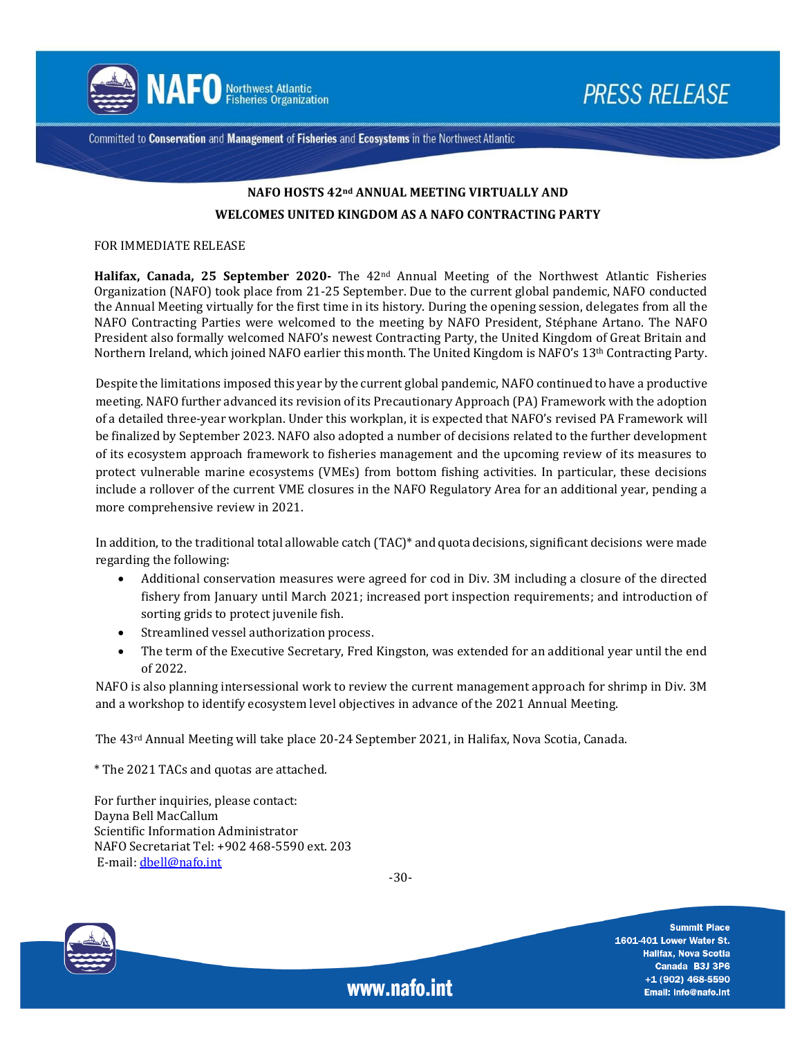# NAFO HOSTS 42nd ANNUAL MEETING VIRTUALLY AND WELCOMES UNITED KINGDOM AS A NAFO CONTRACTING PARTY

FOR IMMEDIATE RELEASE

**Halifax, Canada, 25 September 2020-** The 42nd Annual Meeting of the Northwest Atlantic Fisheries Organization (NAFO) took place from 21-25 September. Due to the current global pandemic, NAFO conducted the Annual Meeting virtually for the first time in its history. During the opening session, delegates from all the NAFO Contracting Parties were welcomed to the meeting by NAFO President, Stéphane Artano. The NAFO President also formally welcomed NAFO's newest Contracting Party, the United Kingdom of Great Britain and Northern Ireland, which joined NAFO earlier this month. The United Kingdom is NAFO's 13th Contracting Party.

Despite the limitations imposed this year by the current global pandemic, NAFO continued to have a productive meeting. NAFO further advanced its revision of its Precautionary Approach (PA) Framework with the adoption of a detailed three-year workplan. Under this workplan, it is expected that NAFO's revised PA Framework will be finalized by September 2023. NAFO also adopted a number of decisions related to the further development of its ecosystem approach framework to fisheries management and the upcoming review of its measures to protect vulnerable marine ecosystems (VMEs) from bottom fishing activities. In particular, these decisions include a rollover of the current VME closures in the NAFO Regulatory Area for an additional year, pending a more comprehensive review in 2021.

In addition, to the traditional total allowable catch (TAC)* and quota decisions, significant decisions were made regarding the following:

- Additional conservation measures were agreed for cod in Div. 3M including a closure of the directed fishery from January until March 2021; increased port inspection requirements; and introduction of sorting grids to protect juvenile fish.
- Streamlined vessel authorization process.
- The term of the Executive Secretary, Fred Kingston, was extended for an additional year until the end of 2022.

NAFO is also planning intersessional work to review the current management approach for shrimp in Div. 3M and a workshop to identify ecosystem level objectives in advance of the 2021 Annual Meeting.

The 43rd Annual Meeting will take place 20-24 September 2021, in Halifax, Nova Scotia, Canada.

* The 2021 TACs and quotas are attached.

For further inquiries, please contact:
Dayna Bell MacCallum
Scientific Information Administrator
NAFO Secretariat Tel: +902 468-5590 ext. 203
E-mail: dbell@nafo.int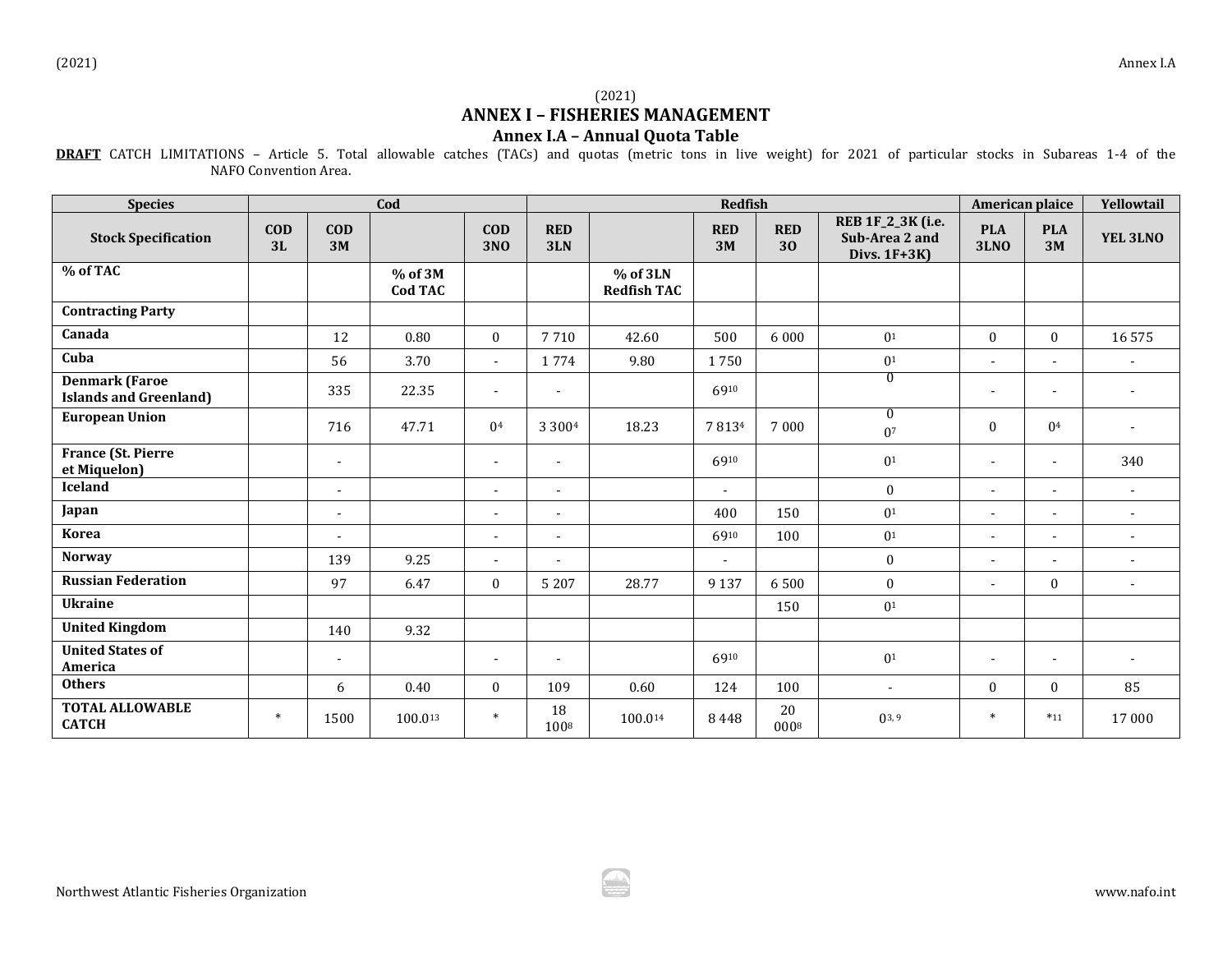(2021)

# ANNEX I – FISHERIES MANAGEMENT

## Annex I.A – Annual Quota Table

**DRAFT** CATCH LIMITATIONS – Article 5. Total allowable catches (TACs) and quotas (metric tons in live weight) for 2021 of particular stocks in Subareas 1-4 of the NAFO Convention Area.

| Species | Cod | | | | Redfish | | | | | American plaice | | Yellowtail |
|---|---|---|---|---|---|---|---|---|---|---|---|---|
| **Stock Specification** | **COD 3L** | **COD 3M** | | **COD 3NO** | **RED 3LN** | | **RED 3M** | **RED 3O** | **REB 1F_2_3K (i.e. Sub-Area 2 and Divs. 1F+3K)** | **PLA 3LNO** | **PLA 3M** | **YEL 3LNO** |
| **% of TAC** | | | **% of 3M Cod TAC** | | | **% of 3LN Redfish TAC** | | | | | | |
| **Contracting Party** | | | | | | | | | | | | |
| **Canada** | | 12 | 0.80 | 0 | 7 710 | 42.60 | 500 | 6 000 | 0[1] | 0 | 0 | 16 575 |
| **Cuba** | | 56 | 3.70 | - | 1 774 | 9.80 | 1 750 | | 0[1] | - | - | - |
| **Denmark (Faroe Islands and Greenland)** | | 335 | 22.35 | - | - | | 69[10] | | 0 | - | - | - |
| **European Union** | | 716 | 47.71 | 0[4] | 3 300[4] | 18.23 | 7 813[4] | 7 000 | 0<br>0[7] | 0 | 0[4] | - |
| **France (St. Pierre et Miquelon)** | | - | | - | - | | 69[10] | | 0[1] | - | - | 340 |
| **Iceland** | | - | | - | - | | - | | 0 | - | - | - |
| **Japan** | | - | | - | - | | 400 | 150 | 0[1] | - | - | - |
| **Korea** | | - | | - | - | | 69[10] | 100 | 0[1] | - | - | - |
| **Norway** | | 139 | 9.25 | - | - | | - | | 0 | - | - | - |
| **Russian Federation** | | 97 | 6.47 | 0 | 5 207 | 28.77 | 9 137 | 6 500 | 0 | - | 0 | - |
| **Ukraine** | | | | | | | | 150 | 0[1] | | | |
| **United Kingdom** | | 140 | 9.32 | | | | | | | | | |
| **United States of America** | | - | | - | - | | 69[10] | | 0[1] | - | - | - |
| **Others** | | 6 | 0.40 | 0 | 109 | 0.60 | 124 | 100 | - | 0 | 0 | 85 |
| **TOTAL ALLOWABLE CATCH** | * | 1500 | 100.0[13] | * | 18 100[8] | 100.0[14] | 8 448 | 20 000[8] | 0[3, 9] | * | *[11] | 17 000 |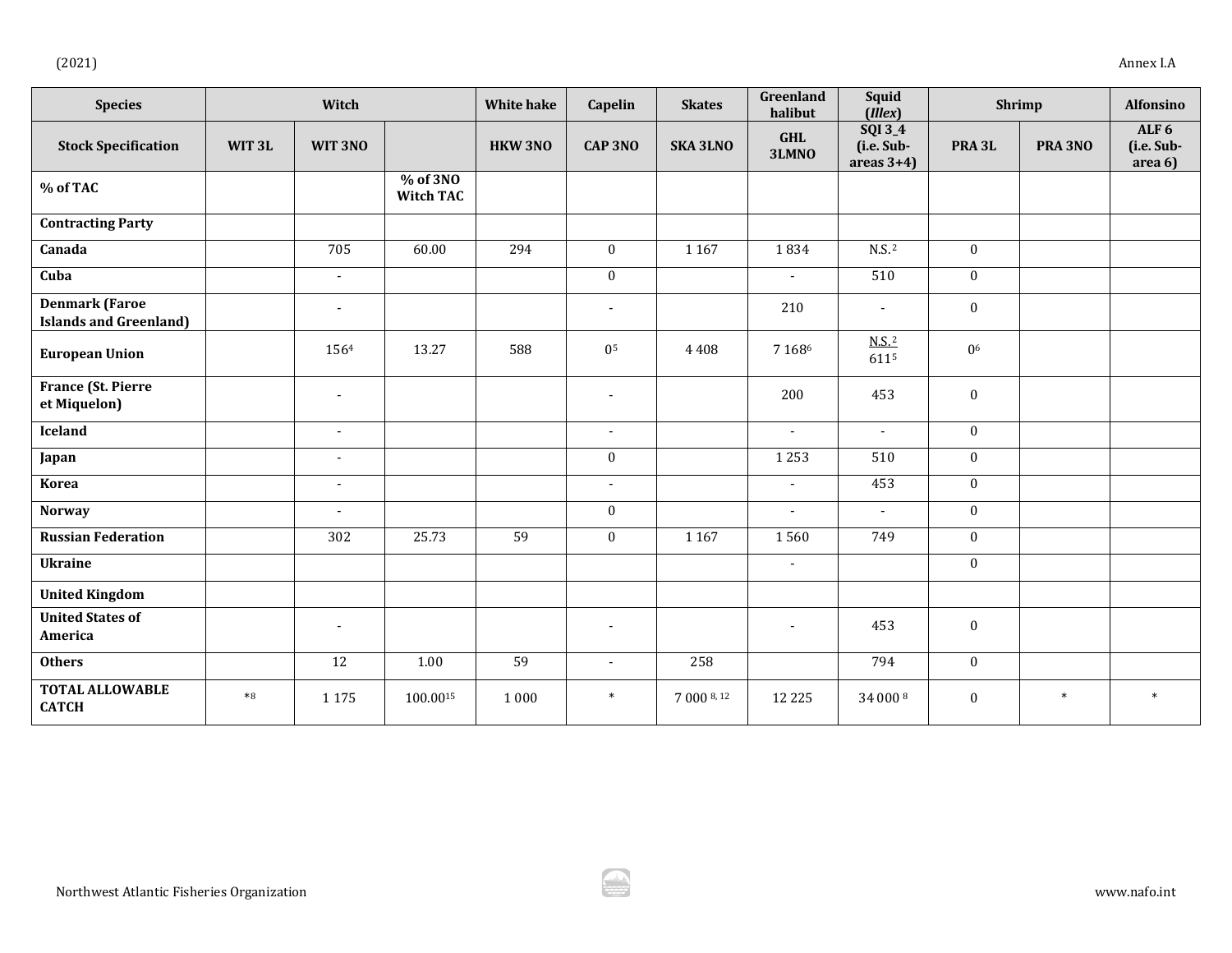| Species | Witch | | | White hake | Capelin | Skates | Greenland halibut | Squid (*Illex*) | Shrimp | | Alfonsino |
|---|---|---|---|---|---|---|---|---|---|---|---|
| **Stock Specification** | **WIT 3L** | **WIT 3NO** | | **HKW 3NO** | **CAP 3NO** | **SKA 3LNO** | **GHL 3LMNO** | **SQI 3_4 (i.e. Sub-areas 3+4)** | **PRA 3L** | **PRA 3NO** | **ALF 6 (i.e. Sub-area 6)** |
| **% of TAC** | | | **% of 3NO Witch TAC** | | | | | | | | |
| **Contracting Party** | | | | | | | | | | | |
| **Canada** | | 705 | 60.00 | 294 | 0 | 1 167 | 1 834 | N.S.[2] | 0 | | |
| **Cuba** | | - | | | 0 | | - | 510 | 0 | | |
| **Denmark (Faroe Islands and Greenland)** | | - | | | - | | 210 | - | 0 | | |
| **European Union** | | 156[4] | 13.27 | 588 | 0[5] | 4 408 | 7 168[6] | N.S.[2] 611[5] | 0[6] | | |
| **France (St. Pierre et Miquelon)** | | - | | | - | | 200 | 453 | 0 | | |
| **Iceland** | | - | | | - | | - | - | 0 | | |
| **Japan** | | - | | | 0 | | 1 253 | 510 | 0 | | |
| **Korea** | | - | | | - | | - | 453 | 0 | | |
| **Norway** | | - | | | 0 | | - | - | 0 | | |
| **Russian Federation** | | 302 | 25.73 | 59 | 0 | 1 167 | 1 560 | 749 | 0 | | |
| **Ukraine** | | | | | | | - | | 0 | | |
| **United Kingdom** | | | | | | | | | | | |
| **United States of America** | | - | | | - | | - | 453 | 0 | | |
| **Others** | | 12 | 1.00 | 59 | - | 258 | | 794 | 0 | | |
| **TOTAL ALLOWABLE CATCH** | *[8] | 1 175 | 100.00[15] | 1 000 | * | 7 000 [8, 12] | 12 225 | 34 000 [8] | 0 | * | * |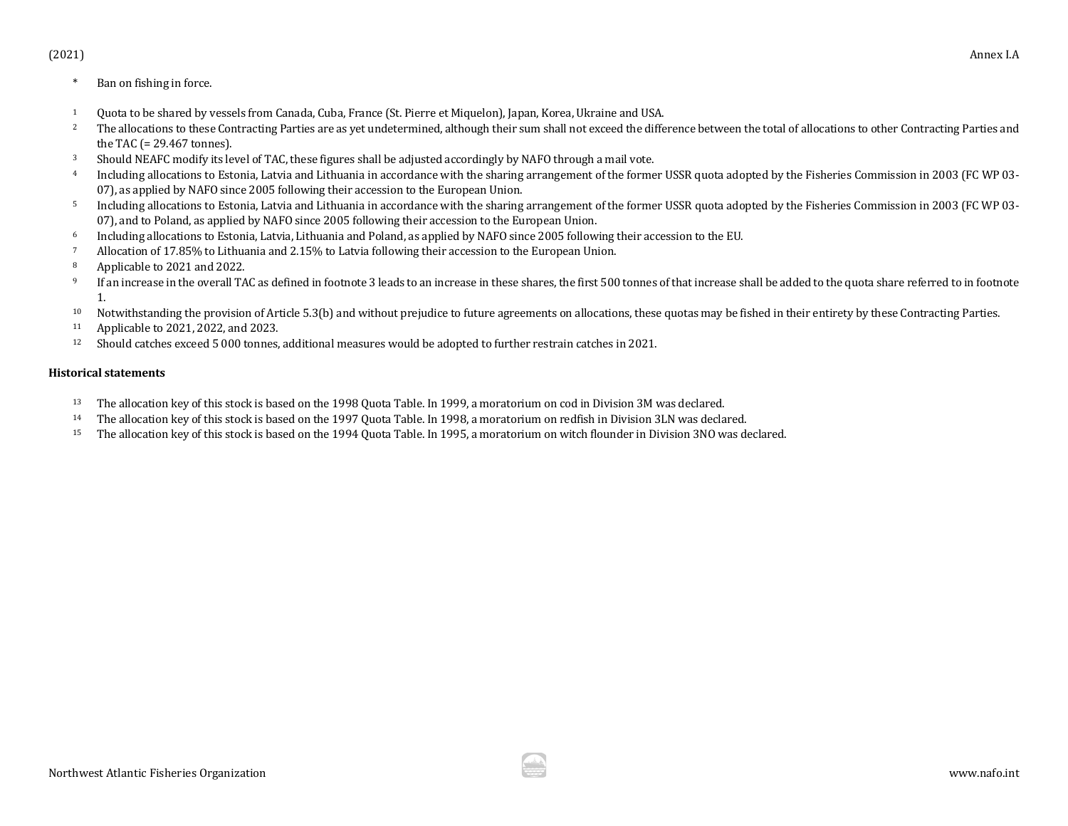\* Ban on fishing in force.

[1] Quota to be shared by vessels from Canada, Cuba, France (St. Pierre et Miquelon), Japan, Korea, Ukraine and USA.
[2] The allocations to these Contracting Parties are as yet undetermined, although their sum shall not exceed the difference between the total of allocations to other Contracting Parties and the TAC (= 29.467 tonnes).
[3] Should NEAFC modify its level of TAC, these figures shall be adjusted accordingly by NAFO through a mail vote.
[4] Including allocations to Estonia, Latvia and Lithuania in accordance with the sharing arrangement of the former USSR quota adopted by the Fisheries Commission in 2003 (FC WP 03-07), as applied by NAFO since 2005 following their accession to the European Union.
[5] Including allocations to Estonia, Latvia and Lithuania in accordance with the sharing arrangement of the former USSR quota adopted by the Fisheries Commission in 2003 (FC WP 03-07), and to Poland, as applied by NAFO since 2005 following their accession to the European Union.
[6] Including allocations to Estonia, Latvia, Lithuania and Poland, as applied by NAFO since 2005 following their accession to the EU.
[7] Allocation of 17.85% to Lithuania and 2.15% to Latvia following their accession to the European Union.
[8] Applicable to 2021 and 2022.
[9] If an increase in the overall TAC as defined in footnote 3 leads to an increase in these shares, the first 500 tonnes of that increase shall be added to the quota share referred to in footnote 1.
[10] Notwithstanding the provision of Article 5.3(b) and without prejudice to future agreements on allocations, these quotas may be fished in their entirety by these Contracting Parties.
[11] Applicable to 2021, 2022, and 2023.
[12] Should catches exceed 5 000 tonnes, additional measures would be adopted to further restrain catches in 2021.

**Historical statements**

[13] The allocation key of this stock is based on the 1998 Quota Table. In 1999, a moratorium on cod in Division 3M was declared.
[14] The allocation key of this stock is based on the 1997 Quota Table. In 1998, a moratorium on redfish in Division 3LN was declared.
[15] The allocation key of this stock is based on the 1994 Quota Table. In 1995, a moratorium on witch flounder in Division 3NO was declared.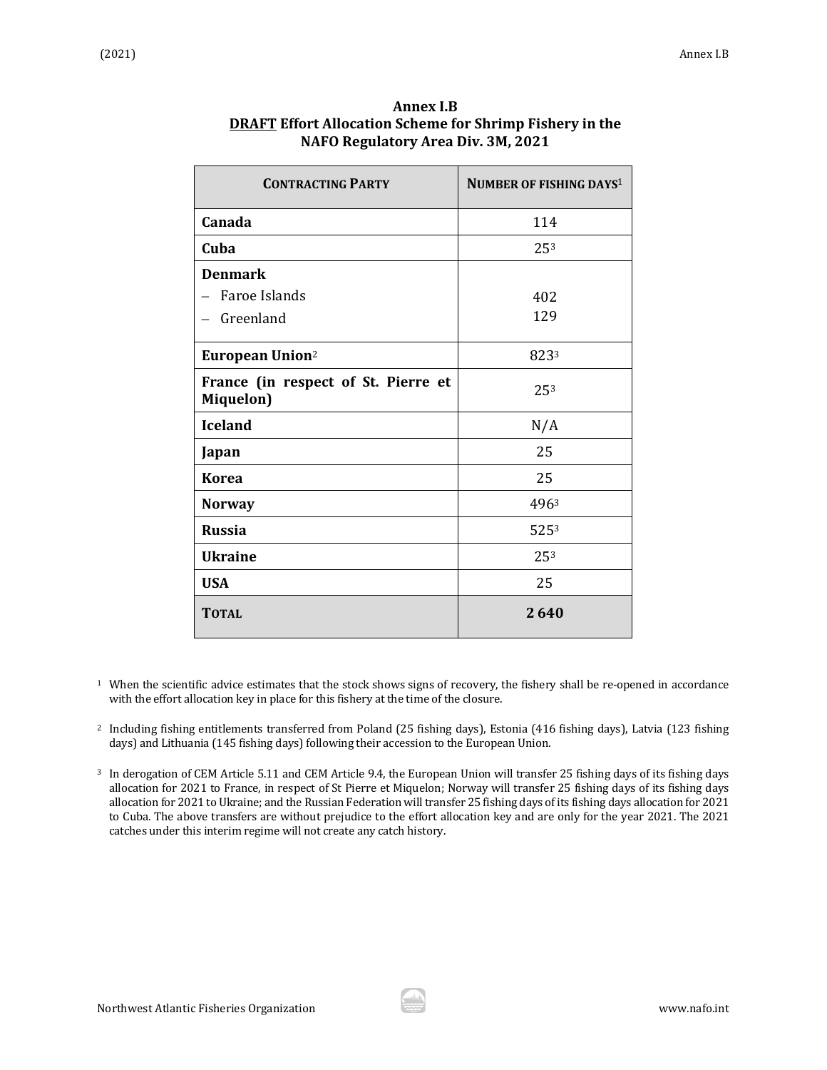# Annex I.B

## **DRAFT** Effort Allocation Scheme for Shrimp Fishery in the NAFO Regulatory Area Div. 3M, 2021

| CONTRACTING PARTY | NUMBER OF FISHING DAYS[1] |
|---|---|
| **Canada** | 114 |
| **Cuba** | 25[3] |
| **Denmark** | |
| – Faroe Islands | 402 |
| – Greenland | 129 |
| **European Union**[2] | 823[3] |
| **France (in respect of St. Pierre et Miquelon)** | 25[3] |
| **Iceland** | N/A |
| **Japan** | 25 |
| **Korea** | 25 |
| **Norway** | 496[3] |
| **Russia** | 525[3] |
| **Ukraine** | 25[3] |
| **USA** | 25 |
| **TOTAL** | **2 640** |

[1] When the scientific advice estimates that the stock shows signs of recovery, the fishery shall be re-opened in accordance with the effort allocation key in place for this fishery at the time of the closure.

[2] Including fishing entitlements transferred from Poland (25 fishing days), Estonia (416 fishing days), Latvia (123 fishing days) and Lithuania (145 fishing days) following their accession to the European Union.

[3] In derogation of CEM Article 5.11 and CEM Article 9.4, the European Union will transfer 25 fishing days of its fishing days allocation for 2021 to France, in respect of St Pierre et Miquelon; Norway will transfer 25 fishing days of its fishing days allocation for 2021 to Ukraine; and the Russian Federation will transfer 25 fishing days of its fishing days allocation for 2021 to Cuba. The above transfers are without prejudice to the effort allocation key and are only for the year 2021. The 2021 catches under this interim regime will not create any catch history.